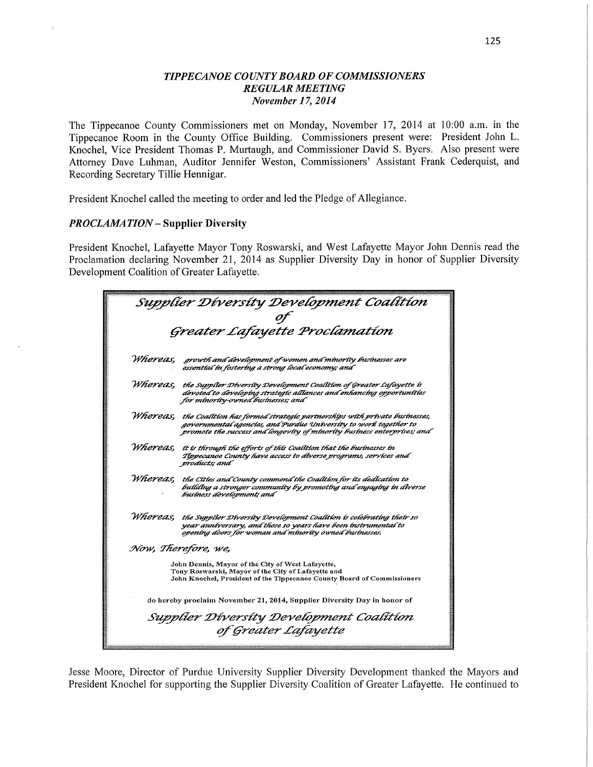## *TIPPECANOE COUNTY BOARD OF COMMISSIONERS*
## *REGULAR MEETING*
### *November 17, 2014*

The Tippecanoe County Commissioners met on Monday, November 17, 2014 at 10:00 a.m. in the Tippecanoe Room in the County Office Building. Commissioners present were: President John L. Knochel, Vice President Thomas P. Murtaugh, and Commissioner David S. Byers. Also present were Attorney Dave Luhman, Auditor Jennifer Weston, Commissioners' Assistant Frank Cederquist, and Recording Secretary Tillie Hennigar.

President Knochel called the meeting to order and led the Pledge of Allegiance.

***PROCLAMATION* – Supplier Diversity**

President Knochel, Lafayette Mayor Tony Roswarski, and West Lafayette Mayor John Dennis read the Proclamation declaring November 21, 2014 as Supplier Diversity Day in honor of Supplier Diversity Development Coalition of Greater Lafayette.

*Supplier Diversity Development Coalition of Greater Lafayette Proclamation*

*Whereas,* growth and development of women and minority businesses are essential in fostering a strong local economy; and

*Whereas,* the Supplier Diversity Development Coalition of Greater Lafayette is devoted to developing strategic alliances and enhancing opportunities for minority-owned businesses; and

*Whereas,* the Coalition has formed strategic partnerships with private businesses, governmental agencies, and Purdue University to work together to promote the success and longevity of minority business enterprises; and

*Whereas,* it is through the efforts of this Coalition that the businesses in Tippecanoe County have access to diverse programs, services and products; and

*Whereas,* the Cities and County commend the Coalition for its dedication to building a stronger community by promoting and engaging in diverse business development; and

*Whereas,* the Supplier Diversity Development Coalition is celebrating their 10 year anniversary, and those 10 years have been instrumental to opening doors for woman and minority owned businesses.

*Now, Therefore, we,*

John Dennis, Mayor of the City of West Lafayette,
Tony Roswarski, Mayor of the City of Lafayette and
John Knochel, President of the Tippecanoe County Board of Commissioners

do hereby proclaim November 21, 2014, Supplier Diversity Day in honor of

*Supplier Diversity Development Coalition of Greater Lafayette*

Jesse Moore, Director of Purdue University Supplier Diversity Development thanked the Mayors and President Knochel for supporting the Supplier Diversity Coalition of Greater Lafayette. He continued to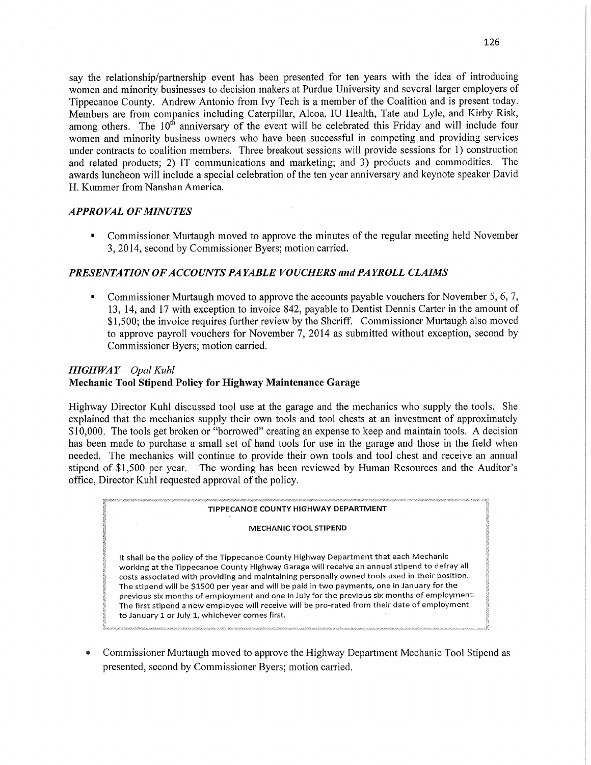say the relationship/partnership event has been presented for ten years with the idea of introducing women and minority businesses to decision makers at Purdue University and several larger employers of Tippecanoe County. Andrew Antonio from Ivy Tech is a member of the Coalition and is present today. Members are from companies including Caterpillar, Alcoa, IU Health, Tate and Lyle, and Kirby Risk, among others. The 10th anniversary of the event will be celebrated this Friday and will include four women and minority business owners who have been successful in competing and providing services under contracts to coalition members. Three breakout sessions will provide sessions for 1) construction and related products; 2) IT communications and marketing; and 3) products and commodities. The awards luncheon will include a special celebration of the ten year anniversary and keynote speaker David H. Kummer from Nanshan America.

### *APPROVAL OF MINUTES*

- Commissioner Murtaugh moved to approve the minutes of the regular meeting held November 3, 2014, second by Commissioner Byers; motion carried.

### *PRESENTATION OF ACCOUNTS PAYABLE VOUCHERS and PAYROLL CLAIMS*

- Commissioner Murtaugh moved to approve the accounts payable vouchers for November 5, 6, 7, 13, 14, and 17 with exception to invoice 842, payable to Dentist Dennis Carter in the amount of $1,500; the invoice requires further review by the Sheriff. Commissioner Murtaugh also moved to approve payroll vouchers for November 7, 2014 as submitted without exception, second by Commissioner Byers; motion carried.

### *HIGHWAY – Opal Kuhl*

**Mechanic Tool Stipend Policy for Highway Maintenance Garage**

Highway Director Kuhl discussed tool use at the garage and the mechanics who supply the tools. She explained that the mechanics supply their own tools and tool chests at an investment of approximately $10,000. The tools get broken or "borrowed" creating an expense to keep and maintain tools. A decision has been made to purchase a small set of hand tools for use in the garage and those in the field when needed. The mechanics will continue to provide their own tools and tool chest and receive an annual stipend of $1,500 per year. The wording has been reviewed by Human Resources and the Auditor's office, Director Kuhl requested approval of the policy.

> **TIPPECANOE COUNTY HIGHWAY DEPARTMENT**
>
> **MECHANIC TOOL STIPEND**
>
> It shall be the policy of the Tippecanoe County Highway Department that each Mechanic working at the Tippecanoe County Highway Garage will receive an annual stipend to defray all costs associated with providing and maintaining personally owned tools used in their position. The stipend will be $1500 per year and will be paid in two payments, one in January for the previous six months of employment and one in July for the previous six months of employment. The first stipend a new employee will receive will be pro-rated from their date of employment to January 1 or July 1, whichever comes first.

- Commissioner Murtaugh moved to approve the Highway Department Mechanic Tool Stipend as presented, second by Commissioner Byers; motion carried.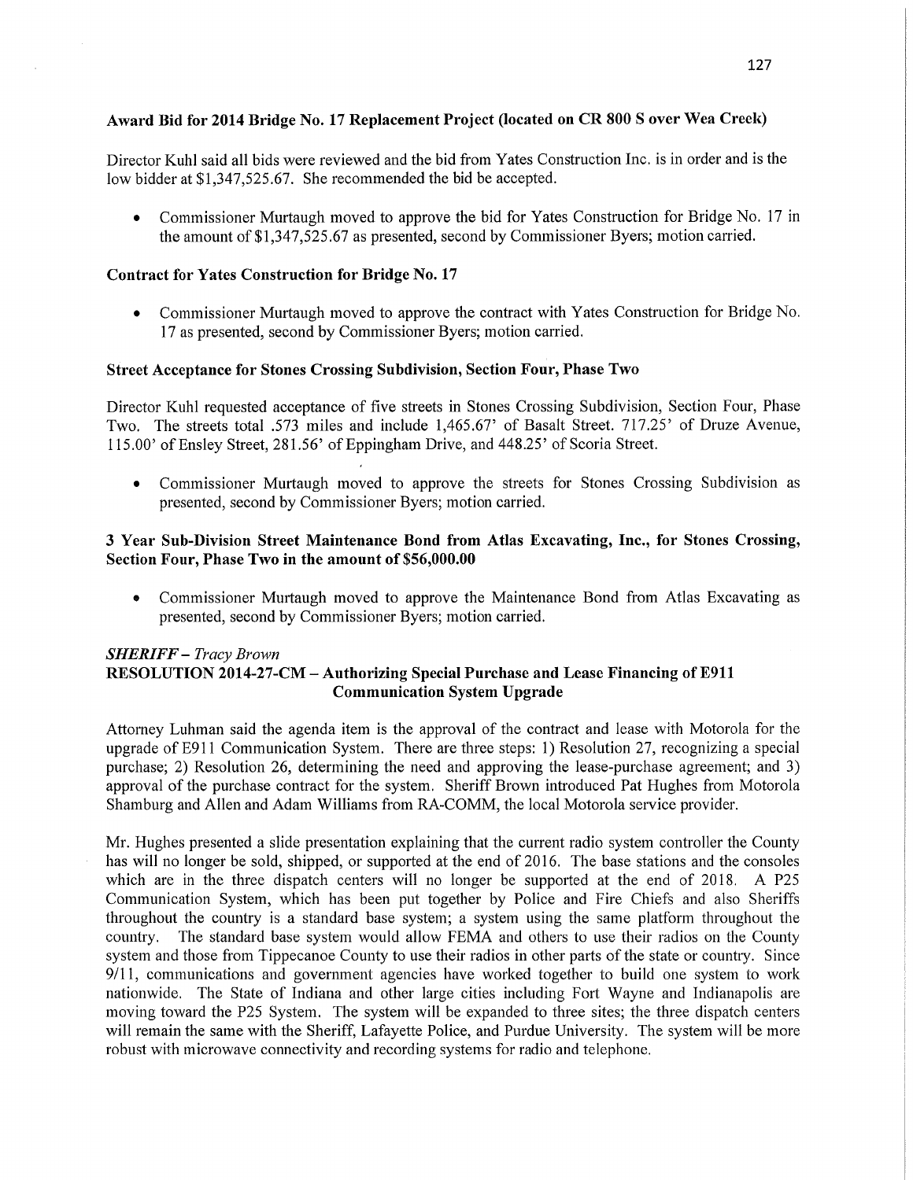### Award Bid for 2014 Bridge No. 17 Replacement Project (located on CR 800 S over Wea Creek)

Director Kuhl said all bids were reviewed and the bid from Yates Construction Inc. is in order and is the low bidder at $1,347,525.67. She recommended the bid be accepted.

- Commissioner Murtaugh moved to approve the bid for Yates Construction for Bridge No. 17 in the amount of $1,347,525.67 as presented, second by Commissioner Byers; motion carried.

### Contract for Yates Construction for Bridge No. 17

- Commissioner Murtaugh moved to approve the contract with Yates Construction for Bridge No. 17 as presented, second by Commissioner Byers; motion carried.

### Street Acceptance for Stones Crossing Subdivision, Section Four, Phase Two

Director Kuhl requested acceptance of five streets in Stones Crossing Subdivision, Section Four, Phase Two. The streets total .573 miles and include 1,465.67' of Basalt Street. 717.25' of Druze Avenue, 115.00' of Ensley Street, 281.56' of Eppingham Drive, and 448.25' of Scoria Street.

- Commissioner Murtaugh moved to approve the streets for Stones Crossing Subdivision as presented, second by Commissioner Byers; motion carried.

### 3 Year Sub-Division Street Maintenance Bond from Atlas Excavating, Inc., for Stones Crossing, Section Four, Phase Two in the amount of $56,000.00

- Commissioner Murtaugh moved to approve the Maintenance Bond from Atlas Excavating as presented, second by Commissioner Byers; motion carried.

***SHERIFF** – Tracy Brown*

### RESOLUTION 2014-27-CM – Authorizing Special Purchase and Lease Financing of E911 Communication System Upgrade

Attorney Luhman said the agenda item is the approval of the contract and lease with Motorola for the upgrade of E911 Communication System. There are three steps: 1) Resolution 27, recognizing a special purchase; 2) Resolution 26, determining the need and approving the lease-purchase agreement; and 3) approval of the purchase contract for the system. Sheriff Brown introduced Pat Hughes from Motorola Shamburg and Allen and Adam Williams from RA-COMM, the local Motorola service provider.

Mr. Hughes presented a slide presentation explaining that the current radio system controller the County has will no longer be sold, shipped, or supported at the end of 2016. The base stations and the consoles which are in the three dispatch centers will no longer be supported at the end of 2018. A P25 Communication System, which has been put together by Police and Fire Chiefs and also Sheriffs throughout the country is a standard base system; a system using the same platform throughout the country. The standard base system would allow FEMA and others to use their radios on the County system and those from Tippecanoe County to use their radios in other parts of the state or country. Since 9/11, communications and government agencies have worked together to build one system to work nationwide. The State of Indiana and other large cities including Fort Wayne and Indianapolis are moving toward the P25 System. The system will be expanded to three sites; the three dispatch centers will remain the same with the Sheriff, Lafayette Police, and Purdue University. The system will be more robust with microwave connectivity and recording systems for radio and telephone.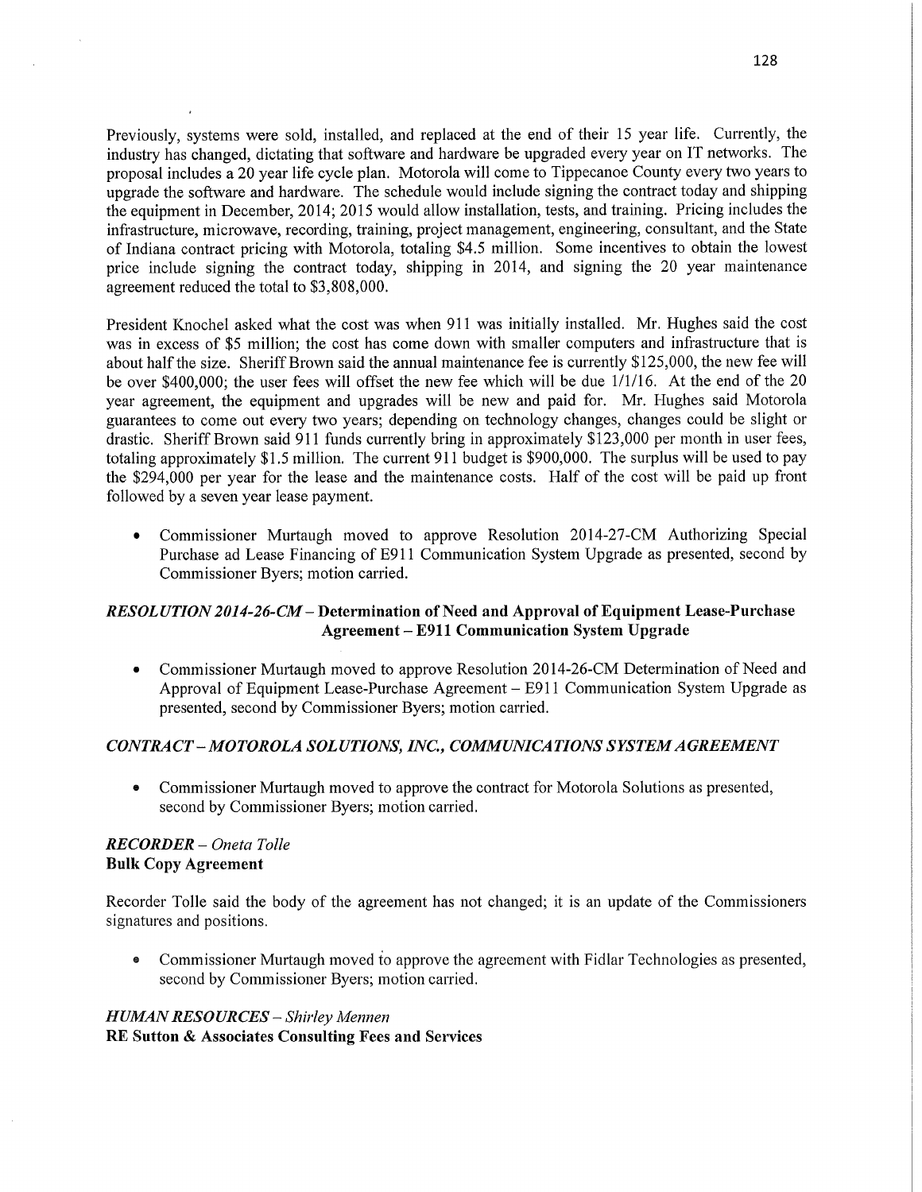Previously, systems were sold, installed, and replaced at the end of their 15 year life. Currently, the industry has changed, dictating that software and hardware be upgraded every year on IT networks. The proposal includes a 20 year life cycle plan. Motorola will come to Tippecanoe County every two years to upgrade the software and hardware. The schedule would include signing the contract today and shipping the equipment in December, 2014; 2015 would allow installation, tests, and training. Pricing includes the infrastructure, microwave, recording, training, project management, engineering, consultant, and the State of Indiana contract pricing with Motorola, totaling $4.5 million. Some incentives to obtain the lowest price include signing the contract today, shipping in 2014, and signing the 20 year maintenance agreement reduced the total to $3,808,000.

President Knochel asked what the cost was when 911 was initially installed. Mr. Hughes said the cost was in excess of $5 million; the cost has come down with smaller computers and infrastructure that is about half the size. Sheriff Brown said the annual maintenance fee is currently $125,000, the new fee will be over $400,000; the user fees will offset the new fee which will be due 1/1/16. At the end of the 20 year agreement, the equipment and upgrades will be new and paid for. Mr. Hughes said Motorola guarantees to come out every two years; depending on technology changes, changes could be slight or drastic. Sheriff Brown said 911 funds currently bring in approximately $123,000 per month in user fees, totaling approximately $1.5 million. The current 911 budget is $900,000. The surplus will be used to pay the $294,000 per year for the lease and the maintenance costs. Half of the cost will be paid up front followed by a seven year lease payment.

- Commissioner Murtaugh moved to approve Resolution 2014-27-CM Authorizing Special Purchase ad Lease Financing of E911 Communication System Upgrade as presented, second by Commissioner Byers; motion carried.

### *RESOLUTION 2014-26-CM* – Determination of Need and Approval of Equipment Lease-Purchase Agreement – E911 Communication System Upgrade

- Commissioner Murtaugh moved to approve Resolution 2014-26-CM Determination of Need and Approval of Equipment Lease-Purchase Agreement – E911 Communication System Upgrade as presented, second by Commissioner Byers; motion carried.

### *CONTRACT – MOTOROLA SOLUTIONS, INC., COMMUNICATIONS SYSTEM AGREEMENT*

- Commissioner Murtaugh moved to approve the contract for Motorola Solutions as presented, second by Commissioner Byers; motion carried.

### *RECORDER – Oneta Tolle*
**Bulk Copy Agreement**

Recorder Tolle said the body of the agreement has not changed; it is an update of the Commissioners signatures and positions.

- Commissioner Murtaugh moved to approve the agreement with Fidlar Technologies as presented, second by Commissioner Byers; motion carried.

### *HUMAN RESOURCES – Shirley Mennen*
**RE Sutton & Associates Consulting Fees and Services**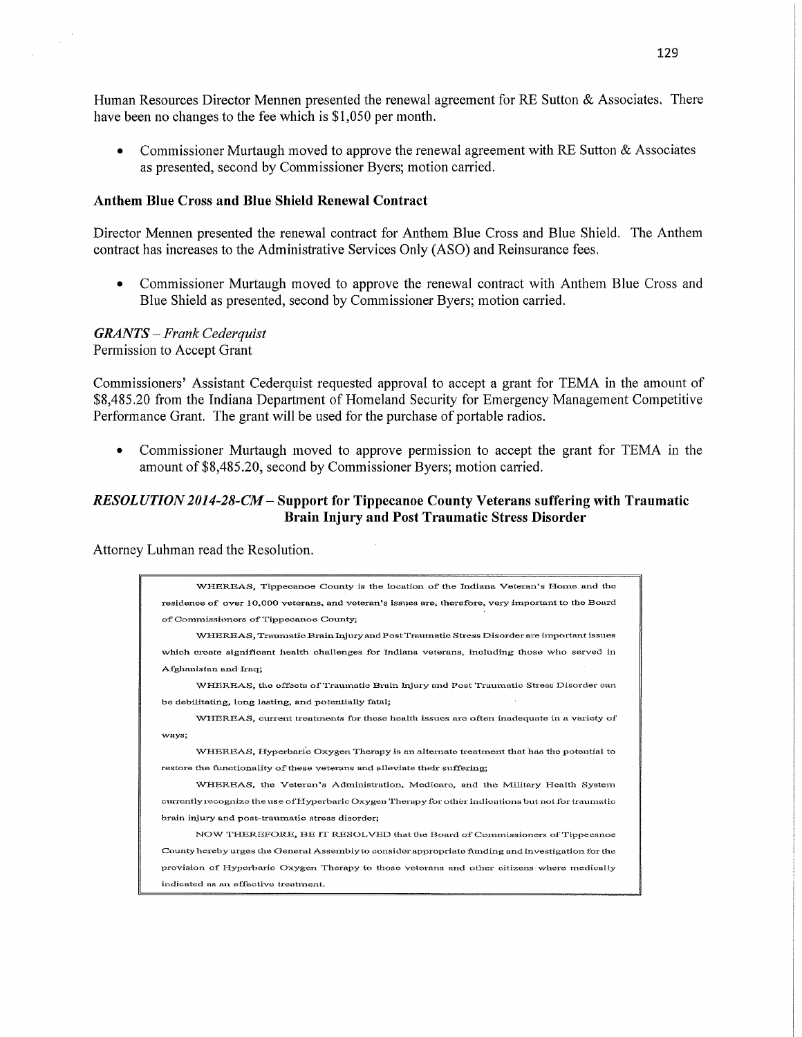Human Resources Director Mennen presented the renewal agreement for RE Sutton & Associates. There have been no changes to the fee which is $1,050 per month.

- Commissioner Murtaugh moved to approve the renewal agreement with RE Sutton & Associates as presented, second by Commissioner Byers; motion carried.

**Anthem Blue Cross and Blue Shield Renewal Contract**

Director Mennen presented the renewal contract for Anthem Blue Cross and Blue Shield. The Anthem contract has increases to the Administrative Services Only (ASO) and Reinsurance fees.

- Commissioner Murtaugh moved to approve the renewal contract with Anthem Blue Cross and Blue Shield as presented, second by Commissioner Byers; motion carried.

***GRANTS** – Frank Cederquist*
Permission to Accept Grant

Commissioners' Assistant Cederquist requested approval to accept a grant for TEMA in the amount of $8,485.20 from the Indiana Department of Homeland Security for Emergency Management Competitive Performance Grant. The grant will be used for the purchase of portable radios.

- Commissioner Murtaugh moved to approve permission to accept the grant for TEMA in the amount of $8,485.20, second by Commissioner Byers; motion carried.

***RESOLUTION 2014-28-CM*** **– Support for Tippecanoe County Veterans suffering with Traumatic Brain Injury and Post Traumatic Stress Disorder**

Attorney Luhman read the Resolution.

WHEREAS, Tippecanoe County is the location of the Indiana Veteran's Home and the residence of over 10,000 veterans, and veteran's issues are, therefore, very important to the Board of Commissioners of Tippecanoe County;

WHEREAS, Traumatic Brain Injury and Post Traumatic Stress Disorder are important issues which create significant health challenges for Indiana veterans, including those who served in Afghanistan and Iraq;

WHEREAS, the effects of Traumatic Brain Injury and Post Traumatic Stress Disorder can be debilitating, long lasting, and potentially fatal;

WHEREAS, current treatments for these health issues are often inadequate in a variety of ways;

WHEREAS, Hyperbaric Oxygen Therapy is an alternate treatment that has the potential to restore the functionality of these veterans and alleviate their suffering;

WHEREAS, the Veteran's Administration, Medicare, and the Military Health System currently recognize the use of Hyperbaric Oxygen Therapy for other indications but not for traumatic brain injury and post-traumatic stress disorder;

NOW THEREFORE, BE IT RESOLVED that the Board of Commissioners of Tippecanoe County hereby urges the General Assembly to consider appropriate funding and investigation for the provision of Hyperbaric Oxygen Therapy to those veterans and other citizens where medically indicated as an effective treatment.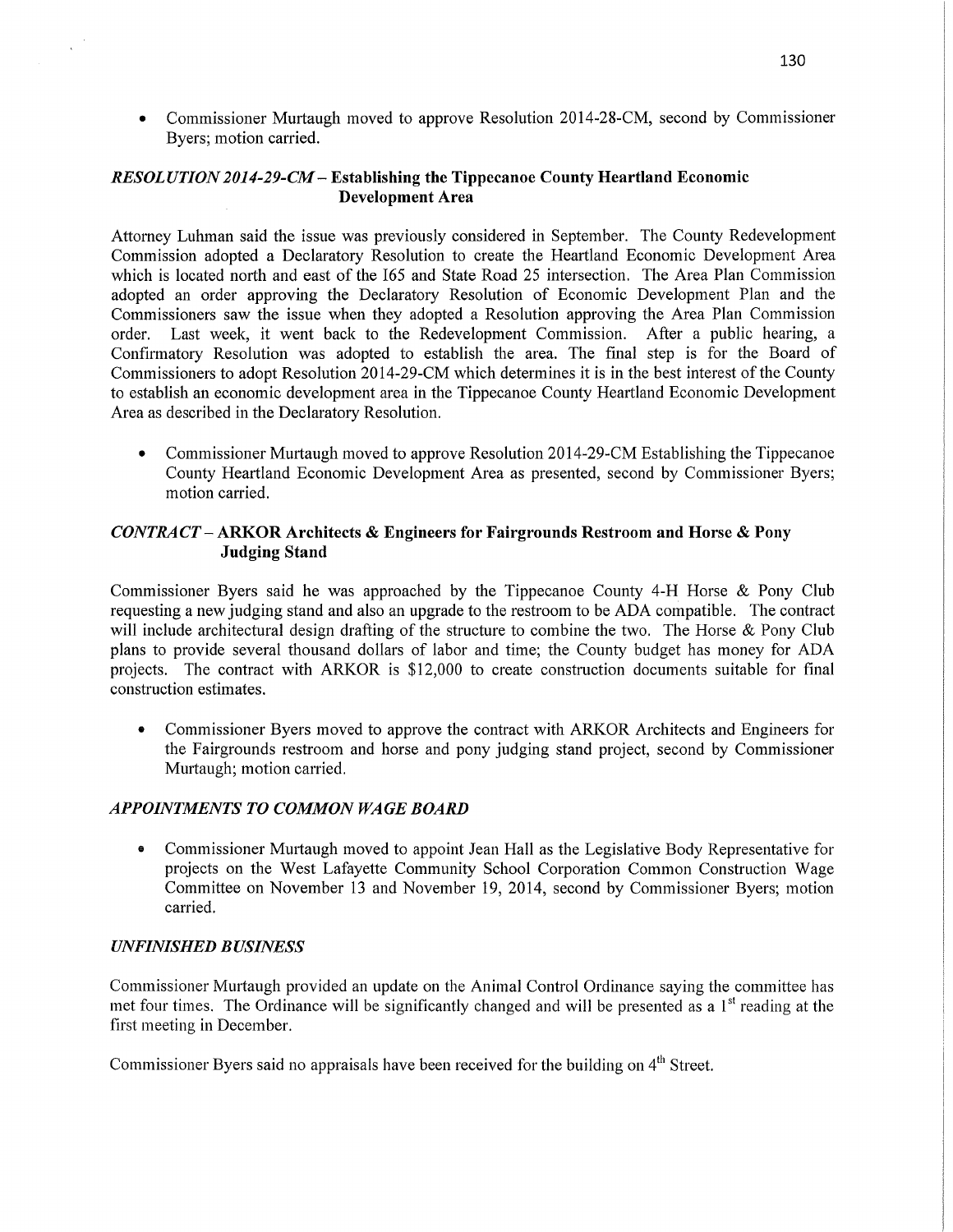- Commissioner Murtaugh moved to approve Resolution 2014-28-CM, second by Commissioner Byers; motion carried.

### *RESOLUTION 2014-29-CM* – Establishing the Tippecanoe County Heartland Economic Development Area

Attorney Luhman said the issue was previously considered in September. The County Redevelopment Commission adopted a Declaratory Resolution to create the Heartland Economic Development Area which is located north and east of the I65 and State Road 25 intersection. The Area Plan Commission adopted an order approving the Declaratory Resolution of Economic Development Plan and the Commissioners saw the issue when they adopted a Resolution approving the Area Plan Commission order. Last week, it went back to the Redevelopment Commission. After a public hearing, a Confirmatory Resolution was adopted to establish the area. The final step is for the Board of Commissioners to adopt Resolution 2014-29-CM which determines it is in the best interest of the County to establish an economic development area in the Tippecanoe County Heartland Economic Development Area as described in the Declaratory Resolution.

- Commissioner Murtaugh moved to approve Resolution 2014-29-CM Establishing the Tippecanoe County Heartland Economic Development Area as presented, second by Commissioner Byers; motion carried.

### *CONTRACT* – ARKOR Architects & Engineers for Fairgrounds Restroom and Horse & Pony Judging Stand

Commissioner Byers said he was approached by the Tippecanoe County 4-H Horse & Pony Club requesting a new judging stand and also an upgrade to the restroom to be ADA compatible. The contract will include architectural design drafting of the structure to combine the two. The Horse & Pony Club plans to provide several thousand dollars of labor and time; the County budget has money for ADA projects. The contract with ARKOR is $12,000 to create construction documents suitable for final construction estimates.

- Commissioner Byers moved to approve the contract with ARKOR Architects and Engineers for the Fairgrounds restroom and horse and pony judging stand project, second by Commissioner Murtaugh; motion carried.

### *APPOINTMENTS TO COMMON WAGE BOARD*

- Commissioner Murtaugh moved to appoint Jean Hall as the Legislative Body Representative for projects on the West Lafayette Community School Corporation Common Construction Wage Committee on November 13 and November 19, 2014, second by Commissioner Byers; motion carried.

### *UNFINISHED BUSINESS*

Commissioner Murtaugh provided an update on the Animal Control Ordinance saying the committee has met four times. The Ordinance will be significantly changed and will be presented as a 1st reading at the first meeting in December.

Commissioner Byers said no appraisals have been received for the building on 4th Street.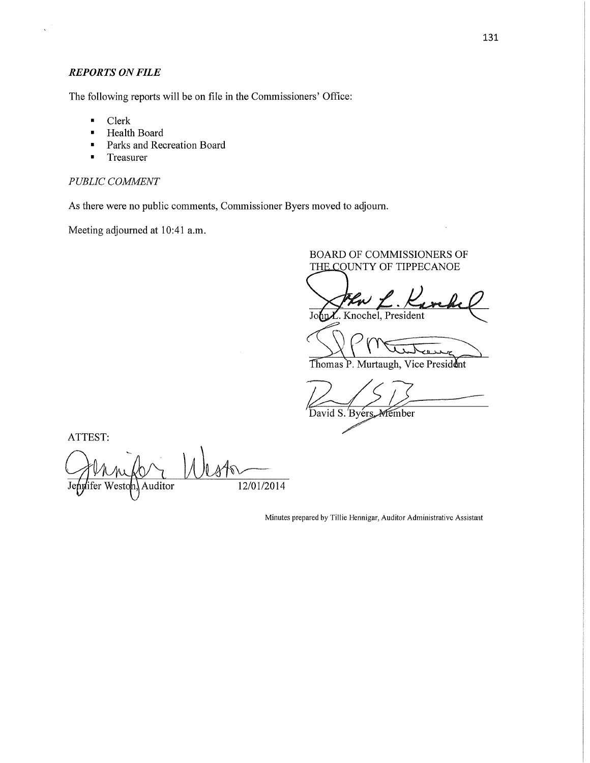### *REPORTS ON FILE*

The following reports will be on file in the Commissioners' Office:

- Clerk
- Health Board
- Parks and Recreation Board
- Treasurer

*PUBLIC COMMENT*

As there were no public comments, Commissioner Byers moved to adjourn.

Meeting adjourned at 10:41 a.m.

BOARD OF COMMISSIONERS OF
THE COUNTY OF TIPPECANOE

John L. Knochel, President

Thomas P. Murtaugh, Vice President

David S. Byers, Member

ATTEST:

Jennifer Weston, Auditor 12/01/2014

Minutes prepared by Tillie Hennigar, Auditor Administrative Assistant